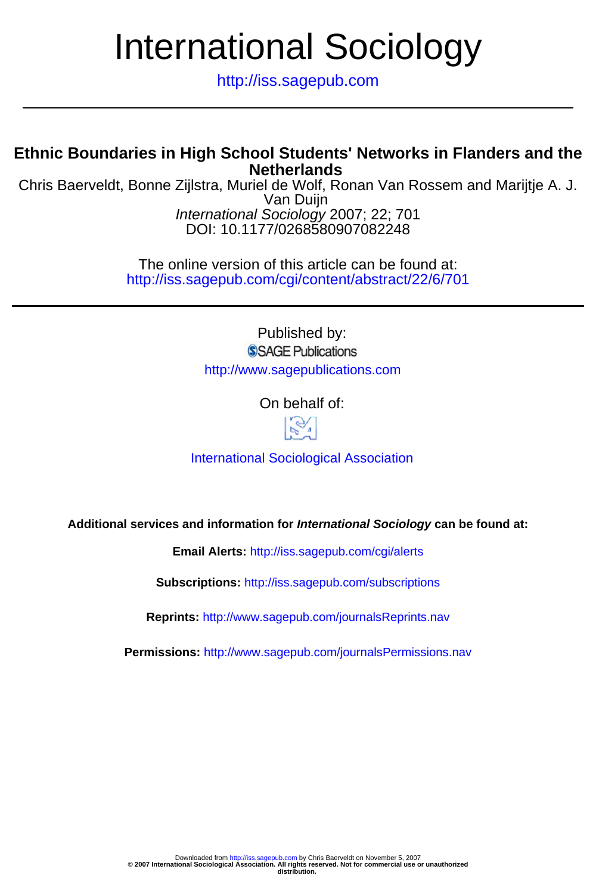# International Sociology

http://iss.sagepub.com

## Ethnic Boundaries in High School Students' Networks in Flanders and the Netherlands

Chris Baerveldt, Bonne Zijlstra, Muriel de Wolf, Ronan Van Rossem and Marijtje A. J. Van Duijn

*International Sociology* 2007; 22; 701

DOI: 10.1177/0268580907082248

The online version of this article can be found at:
http://iss.sagepub.com/cgi/content/abstract/22/6/701

Published by:

SAGE Publications

http://www.sagepublications.com

On behalf of:

International Sociological Association

**Additional services and information for *International Sociology* can be found at:**

**Email Alerts:** http://iss.sagepub.com/cgi/alerts

**Subscriptions:** http://iss.sagepub.com/subscriptions

**Reprints:** http://www.sagepub.com/journalsReprints.nav

**Permissions:** http://www.sagepub.com/journalsPermissions.nav

Downloaded from http://iss.sagepub.com by Chris Baerveldt on November 5, 2007
**© 2007 International Sociological Association. All rights reserved. Not for commercial use or unauthorized distribution.**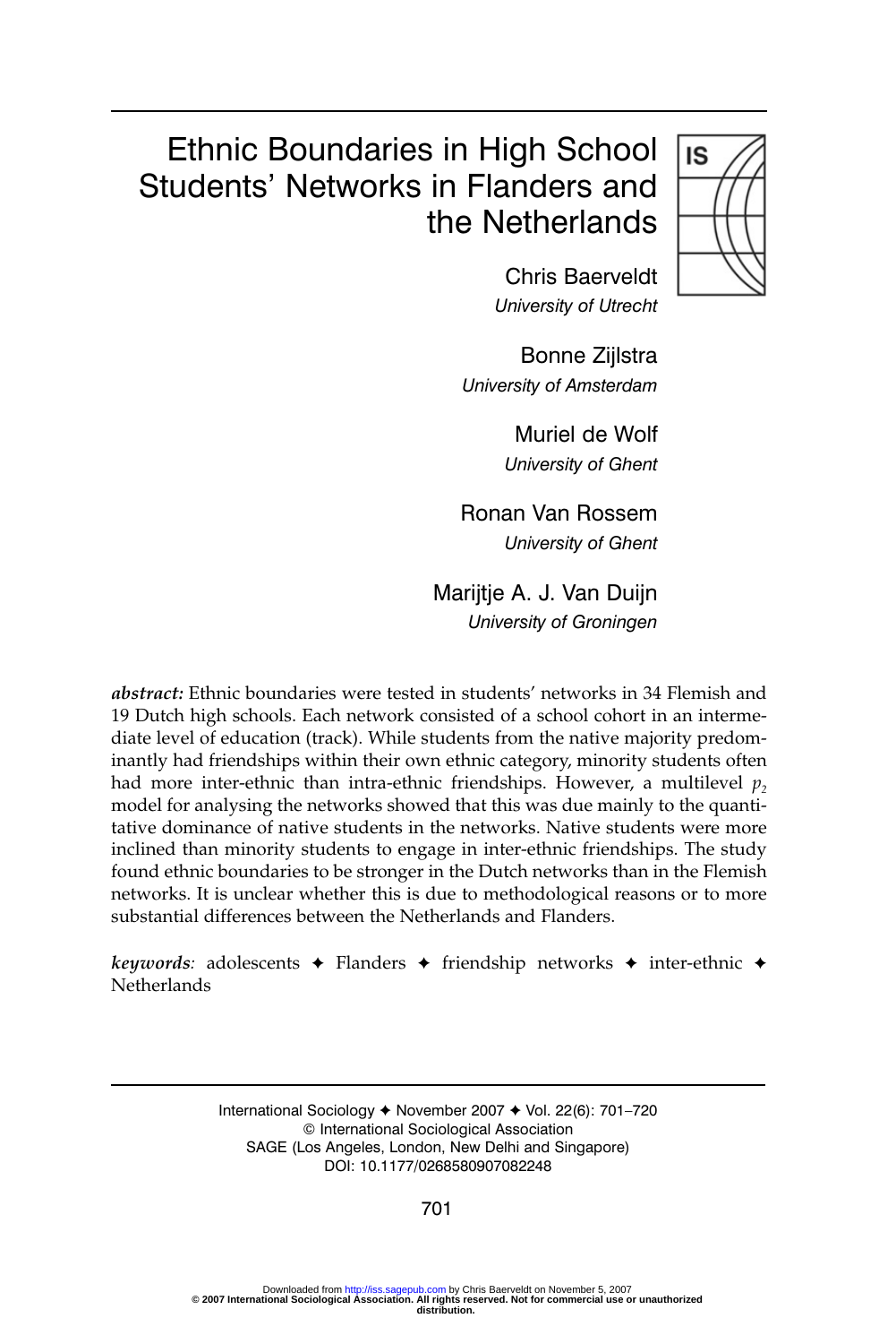# Ethnic Boundaries in High School Students' Networks in Flanders and the Netherlands

Chris Baerveldt
*University of Utrecht*

Bonne Zijlstra
*University of Amsterdam*

Muriel de Wolf
*University of Ghent*

Ronan Van Rossem
*University of Ghent*

Marijtje A. J. Van Duijn
*University of Groningen*

***abstract:*** Ethnic boundaries were tested in students' networks in 34 Flemish and 19 Dutch high schools. Each network consisted of a school cohort in an intermediate level of education (track). While students from the native majority predominantly had friendships within their own ethnic category, minority students often had more inter-ethnic than intra-ethnic friendships. However, a multilevel $p_2$ model for analysing the networks showed that this was due mainly to the quantitative dominance of native students in the networks. Native students were more inclined than minority students to engage in inter-ethnic friendships. The study found ethnic boundaries to be stronger in the Dutch networks than in the Flemish networks. It is unclear whether this is due to methodological reasons or to more substantial differences between the Netherlands and Flanders.

***keywords:*** adolescents ✦ Flanders ✦ friendship networks ✦ inter-ethnic ✦ Netherlands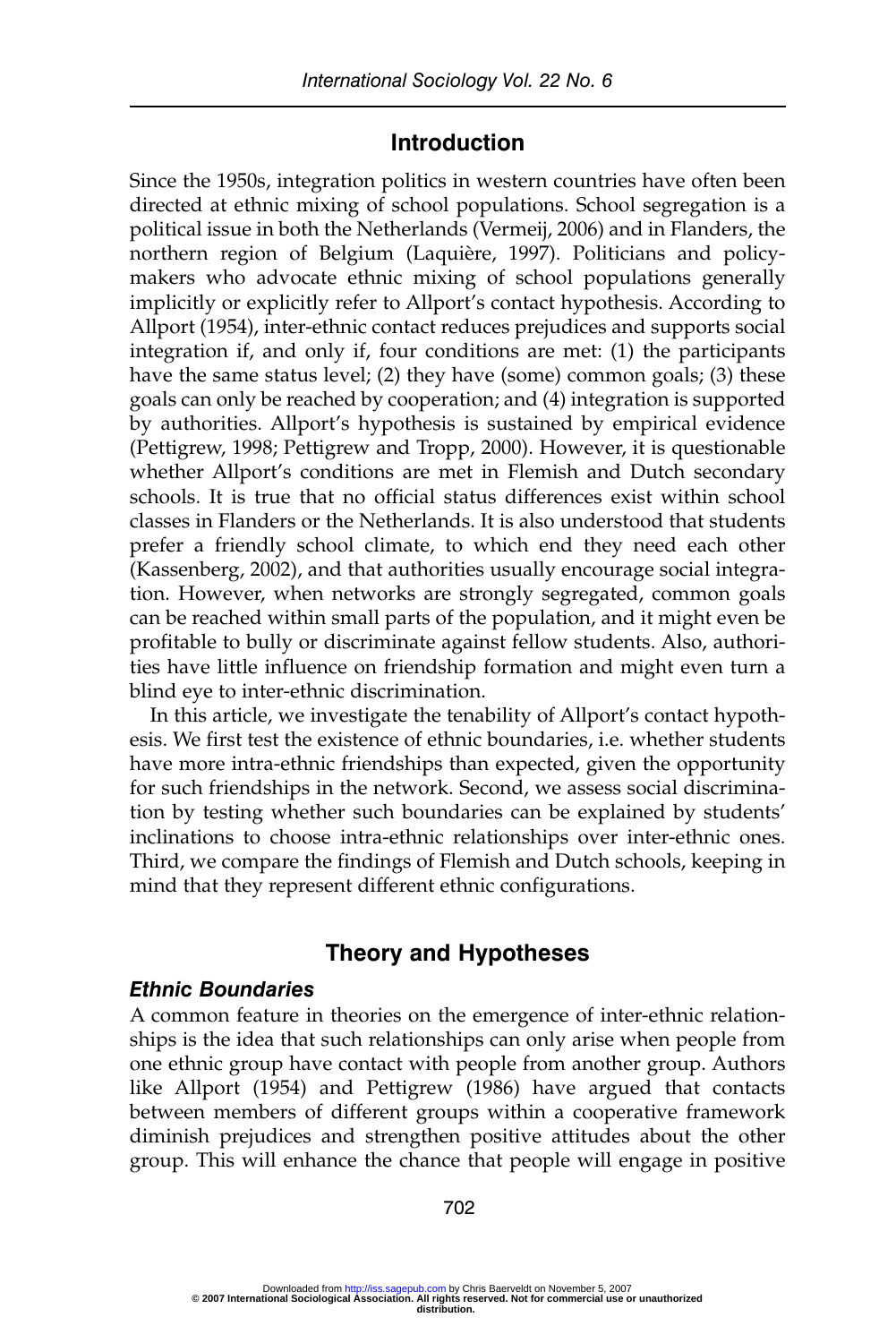## Introduction

Since the 1950s, integration politics in western countries have often been directed at ethnic mixing of school populations. School segregation is a political issue in both the Netherlands (Vermeij, 2006) and in Flanders, the northern region of Belgium (Laquière, 1997). Politicians and policy-makers who advocate ethnic mixing of school populations generally implicitly or explicitly refer to Allport's contact hypothesis. According to Allport (1954), inter-ethnic contact reduces prejudices and supports social integration if, and only if, four conditions are met: (1) the participants have the same status level; (2) they have (some) common goals; (3) these goals can only be reached by cooperation; and (4) integration is supported by authorities. Allport's hypothesis is sustained by empirical evidence (Pettigrew, 1998; Pettigrew and Tropp, 2000). However, it is questionable whether Allport's conditions are met in Flemish and Dutch secondary schools. It is true that no official status differences exist within school classes in Flanders or the Netherlands. It is also understood that students prefer a friendly school climate, to which end they need each other (Kassenberg, 2002), and that authorities usually encourage social integration. However, when networks are strongly segregated, common goals can be reached within small parts of the population, and it might even be profitable to bully or discriminate against fellow students. Also, authorities have little influence on friendship formation and might even turn a blind eye to inter-ethnic discrimination.

In this article, we investigate the tenability of Allport's contact hypothesis. We first test the existence of ethnic boundaries, i.e. whether students have more intra-ethnic friendships than expected, given the opportunity for such friendships in the network. Second, we assess social discrimination by testing whether such boundaries can be explained by students' inclinations to choose intra-ethnic relationships over inter-ethnic ones. Third, we compare the findings of Flemish and Dutch schools, keeping in mind that they represent different ethnic configurations.

## Theory and Hypotheses

### *Ethnic Boundaries*

A common feature in theories on the emergence of inter-ethnic relationships is the idea that such relationships can only arise when people from one ethnic group have contact with people from another group. Authors like Allport (1954) and Pettigrew (1986) have argued that contacts between members of different groups within a cooperative framework diminish prejudices and strengthen positive attitudes about the other group. This will enhance the chance that people will engage in positive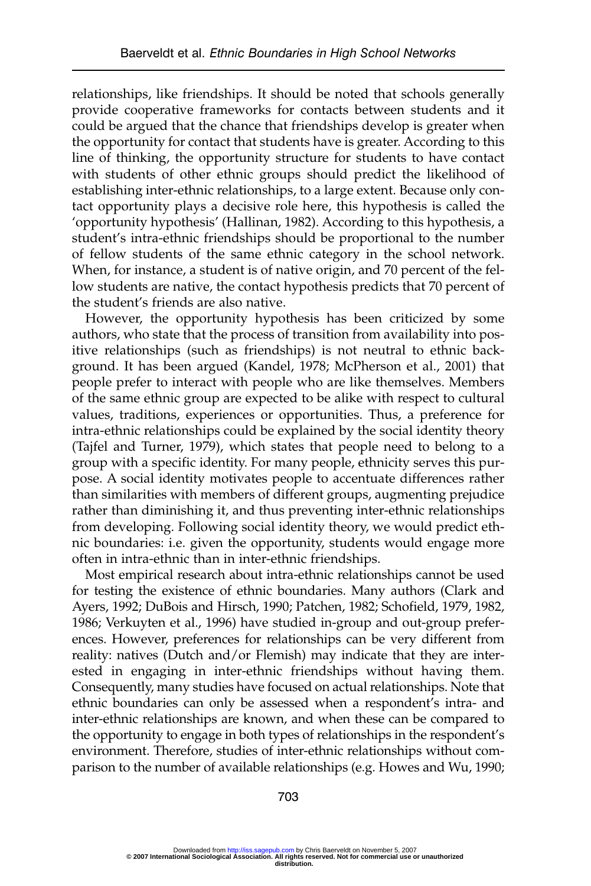relationships, like friendships. It should be noted that schools generally provide cooperative frameworks for contacts between students and it could be argued that the chance that friendships develop is greater when the opportunity for contact that students have is greater. According to this line of thinking, the opportunity structure for students to have contact with students of other ethnic groups should predict the likelihood of establishing inter-ethnic relationships, to a large extent. Because only contact opportunity plays a decisive role here, this hypothesis is called the 'opportunity hypothesis' (Hallinan, 1982). According to this hypothesis, a student's intra-ethnic friendships should be proportional to the number of fellow students of the same ethnic category in the school network. When, for instance, a student is of native origin, and 70 percent of the fellow students are native, the contact hypothesis predicts that 70 percent of the student's friends are also native.

However, the opportunity hypothesis has been criticized by some authors, who state that the process of transition from availability into positive relationships (such as friendships) is not neutral to ethnic background. It has been argued (Kandel, 1978; McPherson et al., 2001) that people prefer to interact with people who are like themselves. Members of the same ethnic group are expected to be alike with respect to cultural values, traditions, experiences or opportunities. Thus, a preference for intra-ethnic relationships could be explained by the social identity theory (Tajfel and Turner, 1979), which states that people need to belong to a group with a specific identity. For many people, ethnicity serves this purpose. A social identity motivates people to accentuate differences rather than similarities with members of different groups, augmenting prejudice rather than diminishing it, and thus preventing inter-ethnic relationships from developing. Following social identity theory, we would predict ethnic boundaries: i.e. given the opportunity, students would engage more often in intra-ethnic than in inter-ethnic friendships.

Most empirical research about intra-ethnic relationships cannot be used for testing the existence of ethnic boundaries. Many authors (Clark and Ayers, 1992; DuBois and Hirsch, 1990; Patchen, 1982; Schofield, 1979, 1982, 1986; Verkuyten et al., 1996) have studied in-group and out-group preferences. However, preferences for relationships can be very different from reality: natives (Dutch and/or Flemish) may indicate that they are interested in engaging in inter-ethnic friendships without having them. Consequently, many studies have focused on actual relationships. Note that ethnic boundaries can only be assessed when a respondent's intra- and inter-ethnic relationships are known, and when these can be compared to the opportunity to engage in both types of relationships in the respondent's environment. Therefore, studies of inter-ethnic relationships without comparison to the number of available relationships (e.g. Howes and Wu, 1990;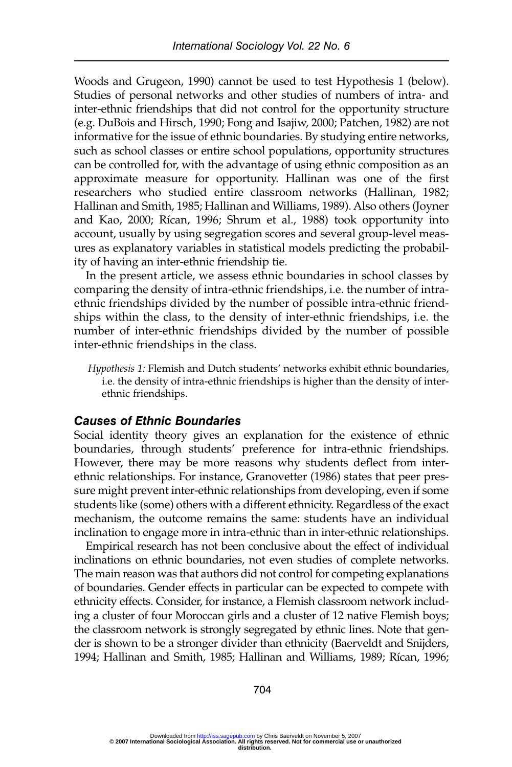Woods and Grugeon, 1990) cannot be used to test Hypothesis 1 (below). Studies of personal networks and other studies of numbers of intra- and inter-ethnic friendships that did not control for the opportunity structure (e.g. DuBois and Hirsch, 1990; Fong and Isajiw, 2000; Patchen, 1982) are not informative for the issue of ethnic boundaries. By studying entire networks, such as school classes or entire school populations, opportunity structures can be controlled for, with the advantage of using ethnic composition as an approximate measure for opportunity. Hallinan was one of the first researchers who studied entire classroom networks (Hallinan, 1982; Hallinan and Smith, 1985; Hallinan and Williams, 1989). Also others (Joyner and Kao, 2000; Rícan, 1996; Shrum et al., 1988) took opportunity into account, usually by using segregation scores and several group-level measures as explanatory variables in statistical models predicting the probability of having an inter-ethnic friendship tie.

In the present article, we assess ethnic boundaries in school classes by comparing the density of intra-ethnic friendships, i.e. the number of intra-ethnic friendships divided by the number of possible intra-ethnic friendships within the class, to the density of inter-ethnic friendships, i.e. the number of inter-ethnic friendships divided by the number of possible inter-ethnic friendships in the class.

> *Hypothesis 1:* Flemish and Dutch students' networks exhibit ethnic boundaries, i.e. the density of intra-ethnic friendships is higher than the density of inter-ethnic friendships.

### *Causes of Ethnic Boundaries*

Social identity theory gives an explanation for the existence of ethnic boundaries, through students' preference for intra-ethnic friendships. However, there may be more reasons why students deflect from inter-ethnic relationships. For instance, Granovetter (1986) states that peer pressure might prevent inter-ethnic relationships from developing, even if some students like (some) others with a different ethnicity. Regardless of the exact mechanism, the outcome remains the same: students have an individual inclination to engage more in intra-ethnic than in inter-ethnic relationships.

Empirical research has not been conclusive about the effect of individual inclinations on ethnic boundaries, not even studies of complete networks. The main reason was that authors did not control for competing explanations of boundaries. Gender effects in particular can be expected to compete with ethnicity effects. Consider, for instance, a Flemish classroom network including a cluster of four Moroccan girls and a cluster of 12 native Flemish boys; the classroom network is strongly segregated by ethnic lines. Note that gender is shown to be a stronger divider than ethnicity (Baerveldt and Snijders, 1994; Hallinan and Smith, 1985; Hallinan and Williams, 1989; Rícan, 1996;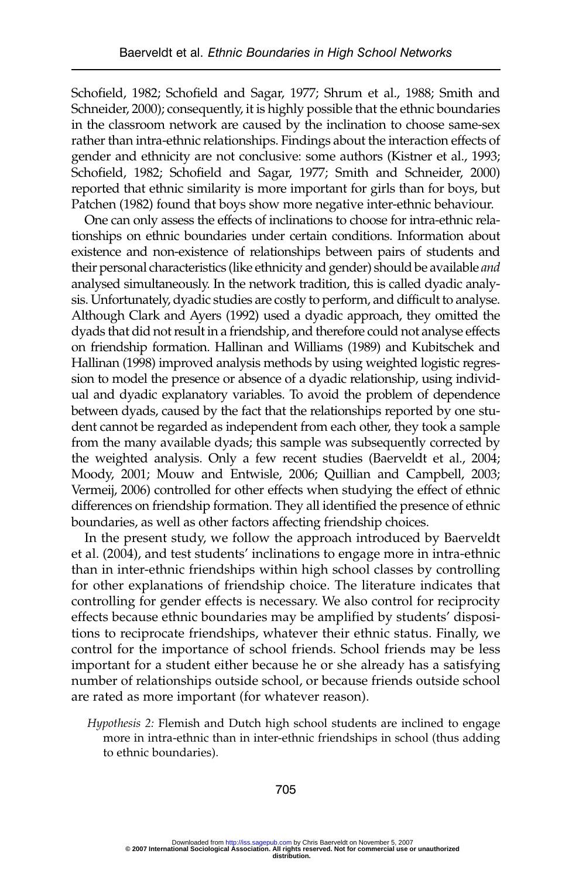Schofield, 1982; Schofield and Sagar, 1977; Shrum et al., 1988; Smith and Schneider, 2000); consequently, it is highly possible that the ethnic boundaries in the classroom network are caused by the inclination to choose same-sex rather than intra-ethnic relationships. Findings about the interaction effects of gender and ethnicity are not conclusive: some authors (Kistner et al., 1993; Schofield, 1982; Schofield and Sagar, 1977; Smith and Schneider, 2000) reported that ethnic similarity is more important for girls than for boys, but Patchen (1982) found that boys show more negative inter-ethnic behaviour.

One can only assess the effects of inclinations to choose for intra-ethnic relationships on ethnic boundaries under certain conditions. Information about existence and non-existence of relationships between pairs of students and their personal characteristics (like ethnicity and gender) should be available *and* analysed simultaneously. In the network tradition, this is called dyadic analysis. Unfortunately, dyadic studies are costly to perform, and difficult to analyse. Although Clark and Ayers (1992) used a dyadic approach, they omitted the dyads that did not result in a friendship, and therefore could not analyse effects on friendship formation. Hallinan and Williams (1989) and Kubitschek and Hallinan (1998) improved analysis methods by using weighted logistic regression to model the presence or absence of a dyadic relationship, using individual and dyadic explanatory variables. To avoid the problem of dependence between dyads, caused by the fact that the relationships reported by one student cannot be regarded as independent from each other, they took a sample from the many available dyads; this sample was subsequently corrected by the weighted analysis. Only a few recent studies (Baerveldt et al., 2004; Moody, 2001; Mouw and Entwisle, 2006; Quillian and Campbell, 2003; Vermeij, 2006) controlled for other effects when studying the effect of ethnic differences on friendship formation. They all identified the presence of ethnic boundaries, as well as other factors affecting friendship choices.

In the present study, we follow the approach introduced by Baerveldt et al. (2004), and test students' inclinations to engage more in intra-ethnic than in inter-ethnic friendships within high school classes by controlling for other explanations of friendship choice. The literature indicates that controlling for gender effects is necessary. We also control for reciprocity effects because ethnic boundaries may be amplified by students' dispositions to reciprocate friendships, whatever their ethnic status. Finally, we control for the importance of school friends. School friends may be less important for a student either because he or she already has a satisfying number of relationships outside school, or because friends outside school are rated as more important (for whatever reason).

> *Hypothesis 2:* Flemish and Dutch high school students are inclined to engage more in intra-ethnic than in inter-ethnic friendships in school (thus adding to ethnic boundaries).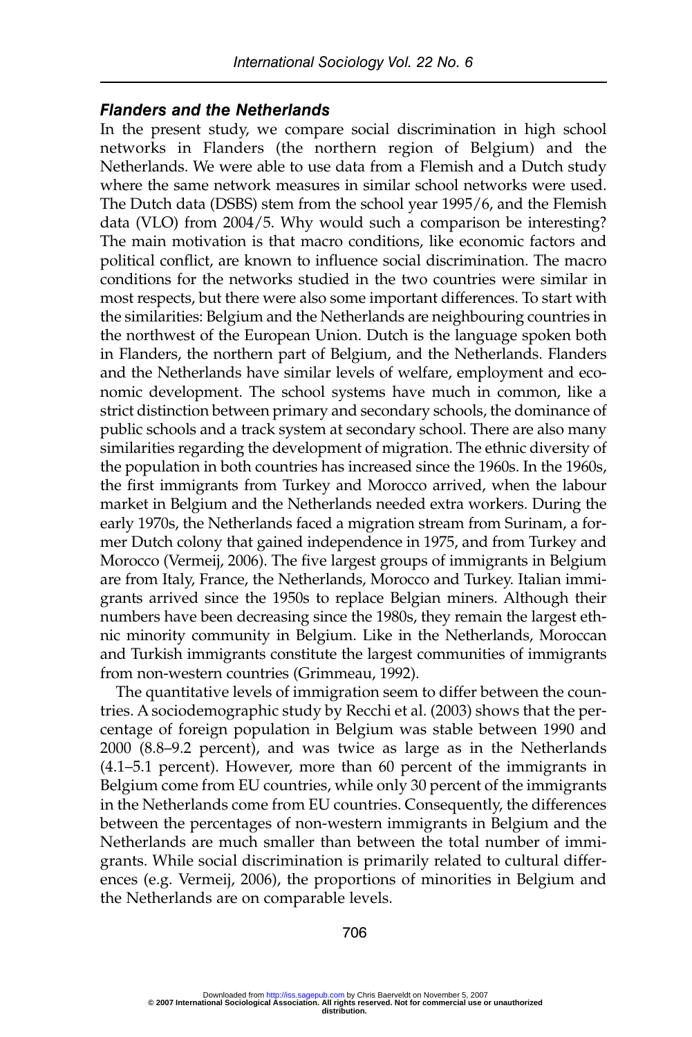### *Flanders and the Netherlands*

In the present study, we compare social discrimination in high school networks in Flanders (the northern region of Belgium) and the Netherlands. We were able to use data from a Flemish and a Dutch study where the same network measures in similar school networks were used. The Dutch data (DSBS) stem from the school year 1995/6, and the Flemish data (VLO) from 2004/5. Why would such a comparison be interesting? The main motivation is that macro conditions, like economic factors and political conflict, are known to influence social discrimination. The macro conditions for the networks studied in the two countries were similar in most respects, but there were also some important differences. To start with the similarities: Belgium and the Netherlands are neighbouring countries in the northwest of the European Union. Dutch is the language spoken both in Flanders, the northern part of Belgium, and the Netherlands. Flanders and the Netherlands have similar levels of welfare, employment and economic development. The school systems have much in common, like a strict distinction between primary and secondary schools, the dominance of public schools and a track system at secondary school. There are also many similarities regarding the development of migration. The ethnic diversity of the population in both countries has increased since the 1960s. In the 1960s, the first immigrants from Turkey and Morocco arrived, when the labour market in Belgium and the Netherlands needed extra workers. During the early 1970s, the Netherlands faced a migration stream from Surinam, a former Dutch colony that gained independence in 1975, and from Turkey and Morocco (Vermeij, 2006). The five largest groups of immigrants in Belgium are from Italy, France, the Netherlands, Morocco and Turkey. Italian immigrants arrived since the 1950s to replace Belgian miners. Although their numbers have been decreasing since the 1980s, they remain the largest ethnic minority community in Belgium. Like in the Netherlands, Moroccan and Turkish immigrants constitute the largest communities of immigrants from non-western countries (Grimmeau, 1992).

The quantitative levels of immigration seem to differ between the countries. A sociodemographic study by Recchi et al. (2003) shows that the percentage of foreign population in Belgium was stable between 1990 and 2000 (8.8–9.2 percent), and was twice as large as in the Netherlands (4.1–5.1 percent). However, more than 60 percent of the immigrants in Belgium come from EU countries, while only 30 percent of the immigrants in the Netherlands come from EU countries. Consequently, the differences between the percentages of non-western immigrants in Belgium and the Netherlands are much smaller than between the total number of immigrants. While social discrimination is primarily related to cultural differences (e.g. Vermeij, 2006), the proportions of minorities in Belgium and the Netherlands are on comparable levels.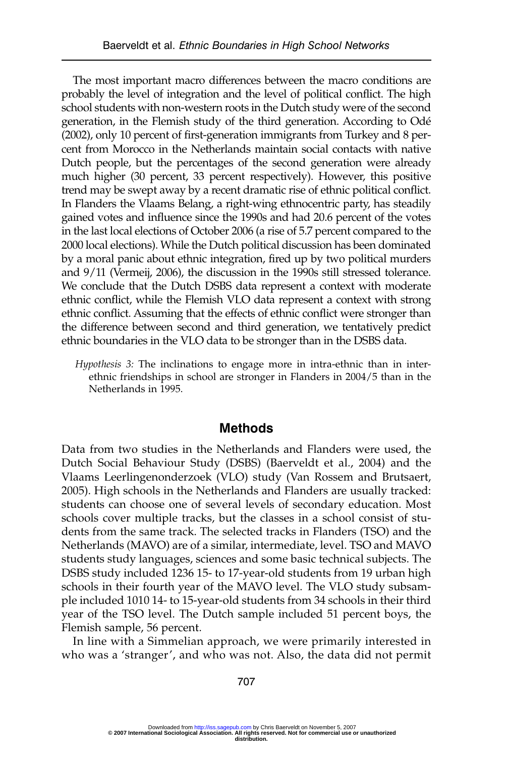The most important macro differences between the macro conditions are probably the level of integration and the level of political conflict. The high school students with non-western roots in the Dutch study were of the second generation, in the Flemish study of the third generation. According to Odé (2002), only 10 percent of first-generation immigrants from Turkey and 8 percent from Morocco in the Netherlands maintain social contacts with native Dutch people, but the percentages of the second generation were already much higher (30 percent, 33 percent respectively). However, this positive trend may be swept away by a recent dramatic rise of ethnic political conflict. In Flanders the Vlaams Belang, a right-wing ethnocentric party, has steadily gained votes and influence since the 1990s and had 20.6 percent of the votes in the last local elections of October 2006 (a rise of 5.7 percent compared to the 2000 local elections). While the Dutch political discussion has been dominated by a moral panic about ethnic integration, fired up by two political murders and 9/11 (Vermeij, 2006), the discussion in the 1990s still stressed tolerance. We conclude that the Dutch DSBS data represent a context with moderate ethnic conflict, while the Flemish VLO data represent a context with strong ethnic conflict. Assuming that the effects of ethnic conflict were stronger than the difference between second and third generation, we tentatively predict ethnic boundaries in the VLO data to be stronger than in the DSBS data.

> *Hypothesis 3:* The inclinations to engage more in intra-ethnic than in inter-ethnic friendships in school are stronger in Flanders in 2004/5 than in the Netherlands in 1995.

## Methods

Data from two studies in the Netherlands and Flanders were used, the Dutch Social Behaviour Study (DSBS) (Baerveldt et al., 2004) and the Vlaams Leerlingenonderzoek (VLO) study (Van Rossem and Brutsaert, 2005). High schools in the Netherlands and Flanders are usually tracked: students can choose one of several levels of secondary education. Most schools cover multiple tracks, but the classes in a school consist of students from the same track. The selected tracks in Flanders (TSO) and the Netherlands (MAVO) are of a similar, intermediate, level. TSO and MAVO students study languages, sciences and some basic technical subjects. The DSBS study included 1236 15- to 17-year-old students from 19 urban high schools in their fourth year of the MAVO level. The VLO study subsample included 1010 14- to 15-year-old students from 34 schools in their third year of the TSO level. The Dutch sample included 51 percent boys, the Flemish sample, 56 percent.

In line with a Simmelian approach, we were primarily interested in who was a 'stranger', and who was not. Also, the data did not permit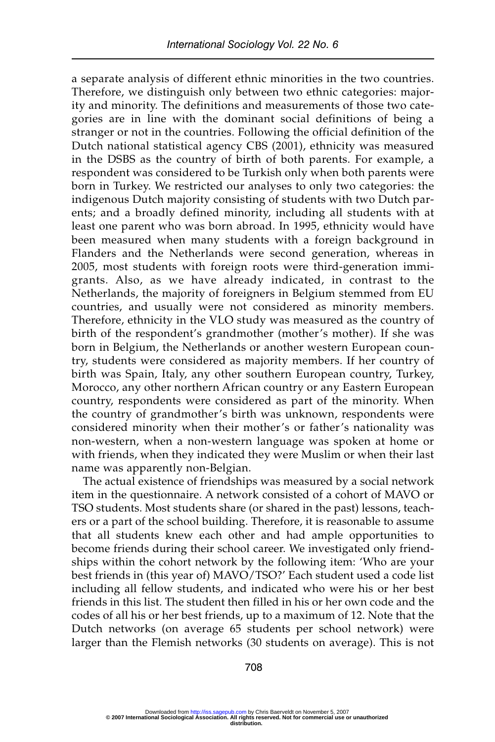a separate analysis of different ethnic minorities in the two countries. Therefore, we distinguish only between two ethnic categories: majority and minority. The definitions and measurements of those two categories are in line with the dominant social definitions of being a stranger or not in the countries. Following the official definition of the Dutch national statistical agency CBS (2001), ethnicity was measured in the DSBS as the country of birth of both parents. For example, a respondent was considered to be Turkish only when both parents were born in Turkey. We restricted our analyses to only two categories: the indigenous Dutch majority consisting of students with two Dutch parents; and a broadly defined minority, including all students with at least one parent who was born abroad. In 1995, ethnicity would have been measured when many students with a foreign background in Flanders and the Netherlands were second generation, whereas in 2005, most students with foreign roots were third-generation immigrants. Also, as we have already indicated, in contrast to the Netherlands, the majority of foreigners in Belgium stemmed from EU countries, and usually were not considered as minority members. Therefore, ethnicity in the VLO study was measured as the country of birth of the respondent's grandmother (mother's mother). If she was born in Belgium, the Netherlands or another western European country, students were considered as majority members. If her country of birth was Spain, Italy, any other southern European country, Turkey, Morocco, any other northern African country or any Eastern European country, respondents were considered as part of the minority. When the country of grandmother's birth was unknown, respondents were considered minority when their mother's or father's nationality was non-western, when a non-western language was spoken at home or with friends, when they indicated they were Muslim or when their last name was apparently non-Belgian.

The actual existence of friendships was measured by a social network item in the questionnaire. A network consisted of a cohort of MAVO or TSO students. Most students share (or shared in the past) lessons, teachers or a part of the school building. Therefore, it is reasonable to assume that all students knew each other and had ample opportunities to become friends during their school career. We investigated only friendships within the cohort network by the following item: 'Who are your best friends in (this year of) MAVO/TSO?' Each student used a code list including all fellow students, and indicated who were his or her best friends in this list. The student then filled in his or her own code and the codes of all his or her best friends, up to a maximum of 12. Note that the Dutch networks (on average 65 students per school network) were larger than the Flemish networks (30 students on average). This is not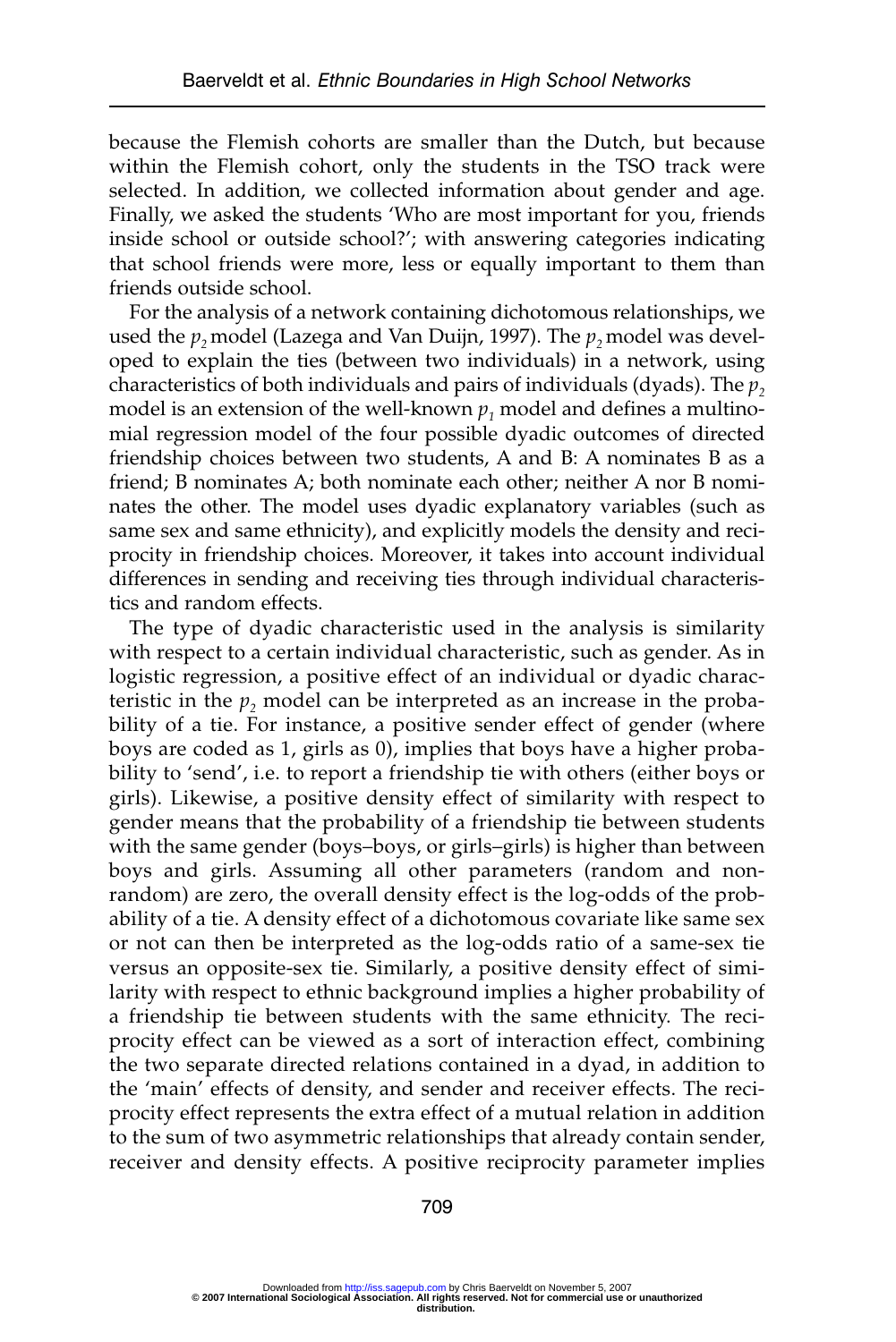because the Flemish cohorts are smaller than the Dutch, but because within the Flemish cohort, only the students in the TSO track were selected. In addition, we collected information about gender and age. Finally, we asked the students 'Who are most important for you, friends inside school or outside school?'; with answering categories indicating that school friends were more, less or equally important to them than friends outside school.

For the analysis of a network containing dichotomous relationships, we used the $p_2$ model (Lazega and Van Duijn, 1997). The $p_2$ model was developed to explain the ties (between two individuals) in a network, using characteristics of both individuals and pairs of individuals (dyads). The $p_2$ model is an extension of the well-known $p_1$ model and defines a multinomial regression model of the four possible dyadic outcomes of directed friendship choices between two students, A and B: A nominates B as a friend; B nominates A; both nominate each other; neither A nor B nominates the other. The model uses dyadic explanatory variables (such as same sex and same ethnicity), and explicitly models the density and reciprocity in friendship choices. Moreover, it takes into account individual differences in sending and receiving ties through individual characteristics and random effects.

The type of dyadic characteristic used in the analysis is similarity with respect to a certain individual characteristic, such as gender. As in logistic regression, a positive effect of an individual or dyadic characteristic in the $p_2$ model can be interpreted as an increase in the probability of a tie. For instance, a positive sender effect of gender (where boys are coded as 1, girls as 0), implies that boys have a higher probability to 'send', i.e. to report a friendship tie with others (either boys or girls). Likewise, a positive density effect of similarity with respect to gender means that the probability of a friendship tie between students with the same gender (boys–boys, or girls–girls) is higher than between boys and girls. Assuming all other parameters (random and nonrandom) are zero, the overall density effect is the log-odds of the probability of a tie. A density effect of a dichotomous covariate like same sex or not can then be interpreted as the log-odds ratio of a same-sex tie versus an opposite-sex tie. Similarly, a positive density effect of similarity with respect to ethnic background implies a higher probability of a friendship tie between students with the same ethnicity. The reciprocity effect can be viewed as a sort of interaction effect, combining the two separate directed relations contained in a dyad, in addition to the 'main' effects of density, and sender and receiver effects. The reciprocity effect represents the extra effect of a mutual relation in addition to the sum of two asymmetric relationships that already contain sender, receiver and density effects. A positive reciprocity parameter implies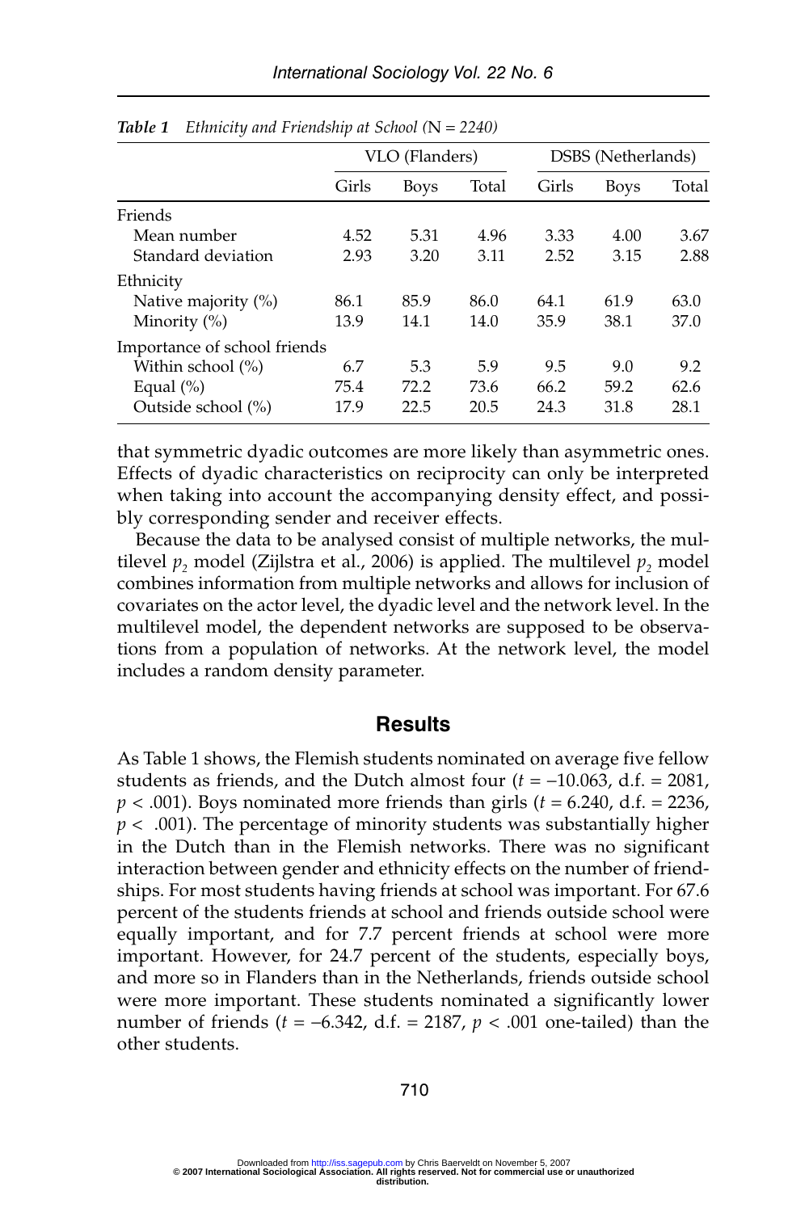*Table 1* *Ethnicity and Friendship at School (N = 2240)*

| | VLO (Flanders) | | | DSBS (Netherlands) | | |
|---|---|---|---|---|---|---|
| | Girls | Boys | Total | Girls | Boys | Total |
| Friends | | | | | | |
| Mean number | 4.52 | 5.31 | 4.96 | 3.33 | 4.00 | 3.67 |
| Standard deviation | 2.93 | 3.20 | 3.11 | 2.52 | 3.15 | 2.88 |
| Ethnicity | | | | | | |
| Native majority (%) | 86.1 | 85.9 | 86.0 | 64.1 | 61.9 | 63.0 |
| Minority (%) | 13.9 | 14.1 | 14.0 | 35.9 | 38.1 | 37.0 |
| Importance of school friends | | | | | | |
| Within school (%) | 6.7 | 5.3 | 5.9 | 9.5 | 9.0 | 9.2 |
| Equal (%) | 75.4 | 72.2 | 73.6 | 66.2 | 59.2 | 62.6 |
| Outside school (%) | 17.9 | 22.5 | 20.5 | 24.3 | 31.8 | 28.1 |

that symmetric dyadic outcomes are more likely than asymmetric ones. Effects of dyadic characteristics on reciprocity can only be interpreted when taking into account the accompanying density effect, and possibly corresponding sender and receiver effects.

Because the data to be analysed consist of multiple networks, the multilevel $p_2$ model (Zijlstra et al., 2006) is applied. The multilevel $p_2$ model combines information from multiple networks and allows for inclusion of covariates on the actor level, the dyadic level and the network level. In the multilevel model, the dependent networks are supposed to be observations from a population of networks. At the network level, the model includes a random density parameter.

## Results

As Table 1 shows, the Flemish students nominated on average five fellow students as friends, and the Dutch almost four ($t = -10.063$, d.f. = 2081, $p < .001$). Boys nominated more friends than girls ($t = 6.240$, d.f. = 2236, $p < .001$). The percentage of minority students was substantially higher in the Dutch than in the Flemish networks. There was no significant interaction between gender and ethnicity effects on the number of friendships. For most students having friends at school was important. For 67.6 percent of the students friends at school and friends outside school were equally important, and for 7.7 percent friends at school were more important. However, for 24.7 percent of the students, especially boys, and more so in Flanders than in the Netherlands, friends outside school were more important. These students nominated a significantly lower number of friends ($t = -6.342$, d.f. = 2187, $p < .001$ one-tailed) than the other students.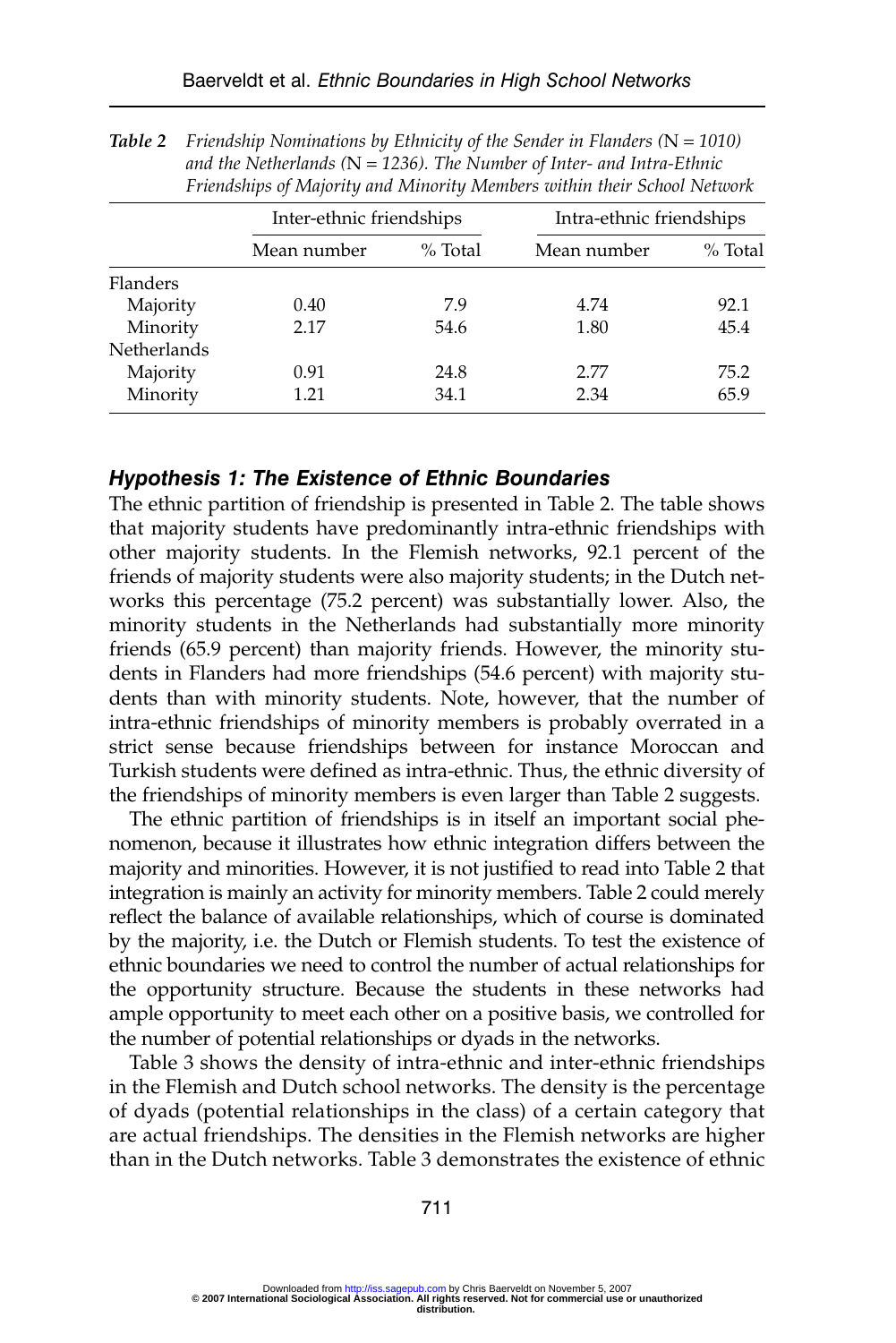*Table 2* *Friendship Nominations by Ethnicity of the Sender in Flanders (*N *= 1010) and the Netherlands (*N *= 1236). The Number of Inter- and Intra-Ethnic Friendships of Majority and Minority Members within their School Network*

| | Inter-ethnic friendships | | Intra-ethnic friendships | |
|---|---|---|---|---|
| | Mean number | % Total | Mean number | % Total |
| Flanders | | | | |
| Majority | 0.40 | 7.9 | 4.74 | 92.1 |
| Minority | 2.17 | 54.6 | 1.80 | 45.4 |
| Netherlands | | | | |
| Majority | 0.91 | 24.8 | 2.77 | 75.2 |
| Minority | 1.21 | 34.1 | 2.34 | 65.9 |

### *Hypothesis 1: The Existence of Ethnic Boundaries*

The ethnic partition of friendship is presented in Table 2. The table shows that majority students have predominantly intra-ethnic friendships with other majority students. In the Flemish networks, 92.1 percent of the friends of majority students were also majority students; in the Dutch networks this percentage (75.2 percent) was substantially lower. Also, the minority students in the Netherlands had substantially more minority friends (65.9 percent) than majority friends. However, the minority students in Flanders had more friendships (54.6 percent) with majority students than with minority students. Note, however, that the number of intra-ethnic friendships of minority members is probably overrated in a strict sense because friendships between for instance Moroccan and Turkish students were defined as intra-ethnic. Thus, the ethnic diversity of the friendships of minority members is even larger than Table 2 suggests.

The ethnic partition of friendships is in itself an important social phenomenon, because it illustrates how ethnic integration differs between the majority and minorities. However, it is not justified to read into Table 2 that integration is mainly an activity for minority members. Table 2 could merely reflect the balance of available relationships, which of course is dominated by the majority, i.e. the Dutch or Flemish students. To test the existence of ethnic boundaries we need to control the number of actual relationships for the opportunity structure. Because the students in these networks had ample opportunity to meet each other on a positive basis, we controlled for the number of potential relationships or dyads in the networks.

Table 3 shows the density of intra-ethnic and inter-ethnic friendships in the Flemish and Dutch school networks. The density is the percentage of dyads (potential relationships in the class) of a certain category that are actual friendships. The densities in the Flemish networks are higher than in the Dutch networks. Table 3 demonstrates the existence of ethnic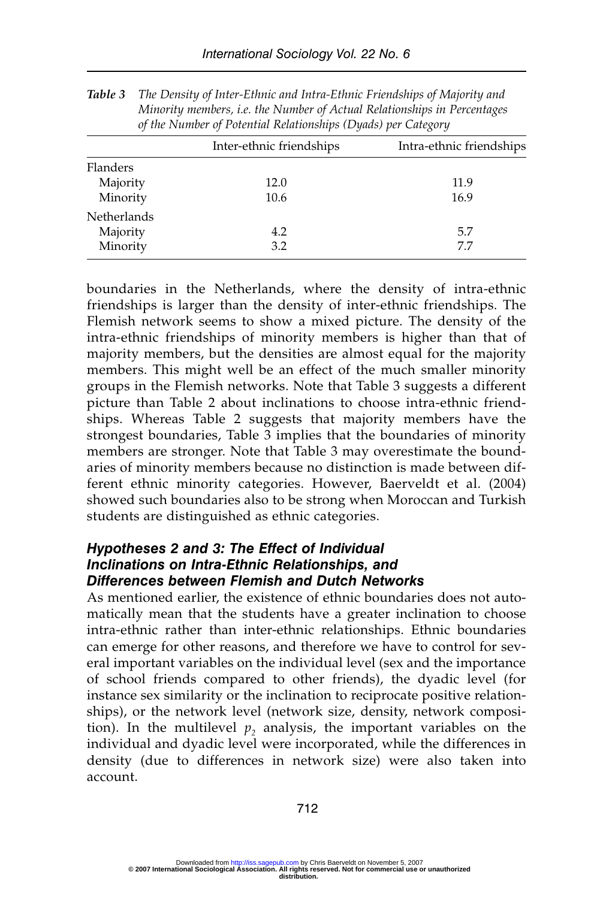*Table 3* *The Density of Inter-Ethnic and Intra-Ethnic Friendships of Majority and Minority members, i.e. the Number of Actual Relationships in Percentages of the Number of Potential Relationships (Dyads) per Category*

| | Inter-ethnic friendships | Intra-ethnic friendships |
|---|---|---|
| Flanders | | |
| Majority | 12.0 | 11.9 |
| Minority | 10.6 | 16.9 |
| Netherlands | | |
| Majority | 4.2 | 5.7 |
| Minority | 3.2 | 7.7 |

boundaries in the Netherlands, where the density of intra-ethnic friendships is larger than the density of inter-ethnic friendships. The Flemish network seems to show a mixed picture. The density of the intra-ethnic friendships of minority members is higher than that of majority members, but the densities are almost equal for the majority members. This might well be an effect of the much smaller minority groups in the Flemish networks. Note that Table 3 suggests a different picture than Table 2 about inclinations to choose intra-ethnic friendships. Whereas Table 2 suggests that majority members have the strongest boundaries, Table 3 implies that the boundaries of minority members are stronger. Note that Table 3 may overestimate the boundaries of minority members because no distinction is made between different ethnic minority categories. However, Baerveldt et al. (2004) showed such boundaries also to be strong when Moroccan and Turkish students are distinguished as ethnic categories.

### Hypotheses 2 and 3: The Effect of Individual Inclinations on Intra-Ethnic Relationships, and Differences between Flemish and Dutch Networks

As mentioned earlier, the existence of ethnic boundaries does not automatically mean that the students have a greater inclination to choose intra-ethnic rather than inter-ethnic relationships. Ethnic boundaries can emerge for other reasons, and therefore we have to control for several important variables on the individual level (sex and the importance of school friends compared to other friends), the dyadic level (for instance sex similarity or the inclination to reciprocate positive relationships), or the network level (network size, density, network composition). In the multilevel $p_2$ analysis, the important variables on the individual and dyadic level were incorporated, while the differences in density (due to differences in network size) were also taken into account.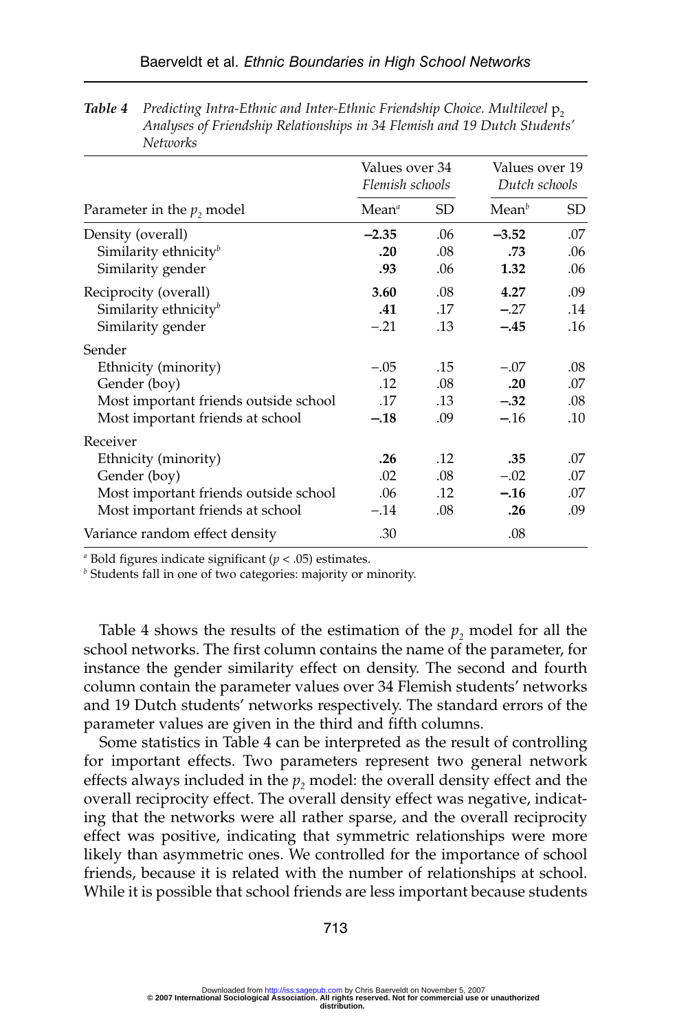*Table 4* *Predicting Intra-Ethnic and Inter-Ethnic Friendship Choice. Multilevel* $p_2$ *Analyses of Friendship Relationships in 34 Flemish and 19 Dutch Students' Networks*

| | Values over 34 *Flemish schools* | | Values over 19 *Dutch schools* | |
|---|---|---|---|---|
| Parameter in the $p_2$ model | Mean[a] | SD | Mean[b] | SD |
| Density (overall) | **−2.35** | .06 | **−3.52** | .07 |
| Similarity ethnicity[b] | **.20** | .08 | **.73** | .06 |
| Similarity gender | **.93** | .06 | **1.32** | .06 |
| Reciprocity (overall) | **3.60** | .08 | **4.27** | .09 |
| Similarity ethnicity[b] | **.41** | .17 | −.27 | .14 |
| Similarity gender | −.21 | .13 | **−.45** | .16 |
| Sender | | | | |
| Ethnicity (minority) | −.05 | .15 | −.07 | .08 |
| Gender (boy) | .12 | .08 | **.20** | .07 |
| Most important friends outside school | .17 | .13 | **−.32** | .08 |
| Most important friends at school | **−.18** | .09 | −.16 | .10 |
| Receiver | | | | |
| Ethnicity (minority) | **.26** | .12 | **.35** | .07 |
| Gender (boy) | .02 | .08 | −.02 | .07 |
| Most important friends outside school | .06 | .12 | **−.16** | .07 |
| Most important friends at school | −.14 | .08 | **.26** | .09 |
| Variance random effect density | .30 | | .08 | |

[a] Bold figures indicate significant ($p < .05$) estimates.
[b] Students fall in one of two categories: majority or minority.

Table 4 shows the results of the estimation of the $p_2$ model for all the school networks. The first column contains the name of the parameter, for instance the gender similarity effect on density. The second and fourth column contain the parameter values over 34 Flemish students' networks and 19 Dutch students' networks respectively. The standard errors of the parameter values are given in the third and fifth columns.

Some statistics in Table 4 can be interpreted as the result of controlling for important effects. Two parameters represent two general network effects always included in the $p_2$ model: the overall density effect and the overall reciprocity effect. The overall density effect was negative, indicating that the networks were all rather sparse, and the overall reciprocity effect was positive, indicating that symmetric relationships were more likely than asymmetric ones. We controlled for the importance of school friends, because it is related with the number of relationships at school. While it is possible that school friends are less important because students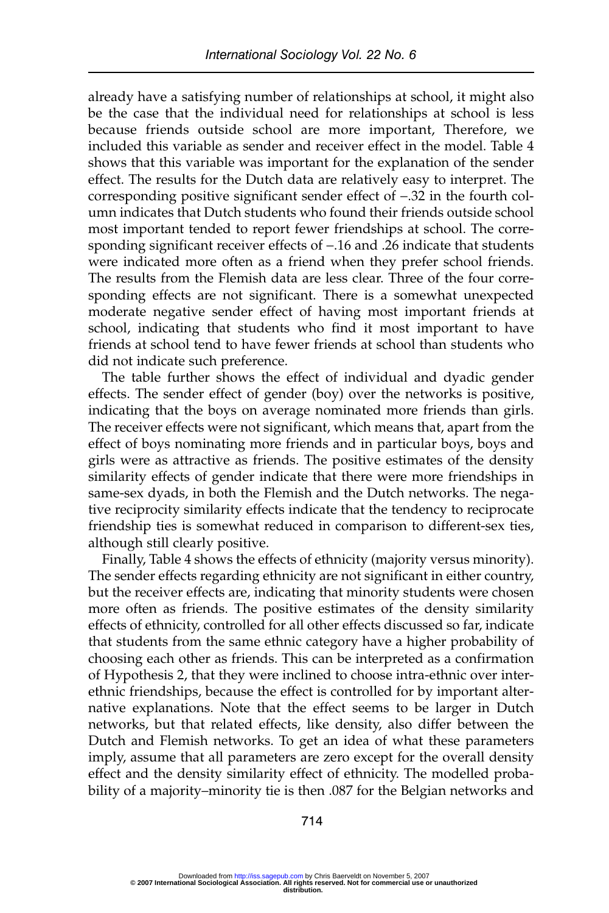already have a satisfying number of relationships at school, it might also be the case that the individual need for relationships at school is less because friends outside school are more important, Therefore, we included this variable as sender and receiver effect in the model. Table 4 shows that this variable was important for the explanation of the sender effect. The results for the Dutch data are relatively easy to interpret. The corresponding positive significant sender effect of −.32 in the fourth column indicates that Dutch students who found their friends outside school most important tended to report fewer friendships at school. The corresponding significant receiver effects of −.16 and .26 indicate that students were indicated more often as a friend when they prefer school friends. The results from the Flemish data are less clear. Three of the four corresponding effects are not significant. There is a somewhat unexpected moderate negative sender effect of having most important friends at school, indicating that students who find it most important to have friends at school tend to have fewer friends at school than students who did not indicate such preference.

The table further shows the effect of individual and dyadic gender effects. The sender effect of gender (boy) over the networks is positive, indicating that the boys on average nominated more friends than girls. The receiver effects were not significant, which means that, apart from the effect of boys nominating more friends and in particular boys, boys and girls were as attractive as friends. The positive estimates of the density similarity effects of gender indicate that there were more friendships in same-sex dyads, in both the Flemish and the Dutch networks. The negative reciprocity similarity effects indicate that the tendency to reciprocate friendship ties is somewhat reduced in comparison to different-sex ties, although still clearly positive.

Finally, Table 4 shows the effects of ethnicity (majority versus minority). The sender effects regarding ethnicity are not significant in either country, but the receiver effects are, indicating that minority students were chosen more often as friends. The positive estimates of the density similarity effects of ethnicity, controlled for all other effects discussed so far, indicate that students from the same ethnic category have a higher probability of choosing each other as friends. This can be interpreted as a confirmation of Hypothesis 2, that they were inclined to choose intra-ethnic over interethnic friendships, because the effect is controlled for by important alternative explanations. Note that the effect seems to be larger in Dutch networks, but that related effects, like density, also differ between the Dutch and Flemish networks. To get an idea of what these parameters imply, assume that all parameters are zero except for the overall density effect and the density similarity effect of ethnicity. The modelled probability of a majority–minority tie is then .087 for the Belgian networks and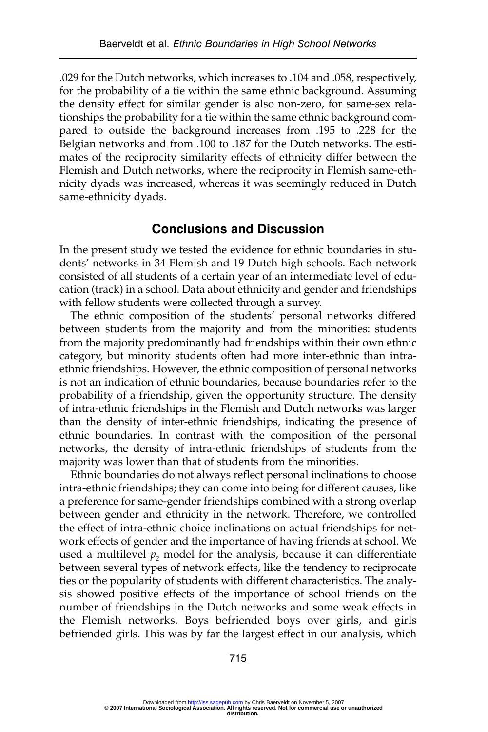.029 for the Dutch networks, which increases to .104 and .058, respectively, for the probability of a tie within the same ethnic background. Assuming the density effect for similar gender is also non-zero, for same-sex relationships the probability for a tie within the same ethnic background compared to outside the background increases from .195 to .228 for the Belgian networks and from .100 to .187 for the Dutch networks. The estimates of the reciprocity similarity effects of ethnicity differ between the Flemish and Dutch networks, where the reciprocity in Flemish same-ethnicity dyads was increased, whereas it was seemingly reduced in Dutch same-ethnicity dyads.

## Conclusions and Discussion

In the present study we tested the evidence for ethnic boundaries in students' networks in 34 Flemish and 19 Dutch high schools. Each network consisted of all students of a certain year of an intermediate level of education (track) in a school. Data about ethnicity and gender and friendships with fellow students were collected through a survey.

The ethnic composition of the students' personal networks differed between students from the majority and from the minorities: students from the majority predominantly had friendships within their own ethnic category, but minority students often had more inter-ethnic than intra-ethnic friendships. However, the ethnic composition of personal networks is not an indication of ethnic boundaries, because boundaries refer to the probability of a friendship, given the opportunity structure. The density of intra-ethnic friendships in the Flemish and Dutch networks was larger than the density of inter-ethnic friendships, indicating the presence of ethnic boundaries. In contrast with the composition of the personal networks, the density of intra-ethnic friendships of students from the majority was lower than that of students from the minorities.

Ethnic boundaries do not always reflect personal inclinations to choose intra-ethnic friendships; they can come into being for different causes, like a preference for same-gender friendships combined with a strong overlap between gender and ethnicity in the network. Therefore, we controlled the effect of intra-ethnic choice inclinations on actual friendships for network effects of gender and the importance of having friends at school. We used a multilevel $p_2$ model for the analysis, because it can differentiate between several types of network effects, like the tendency to reciprocate ties or the popularity of students with different characteristics. The analysis showed positive effects of the importance of school friends on the number of friendships in the Dutch networks and some weak effects in the Flemish networks. Boys befriended boys over girls, and girls befriended girls. This was by far the largest effect in our analysis, which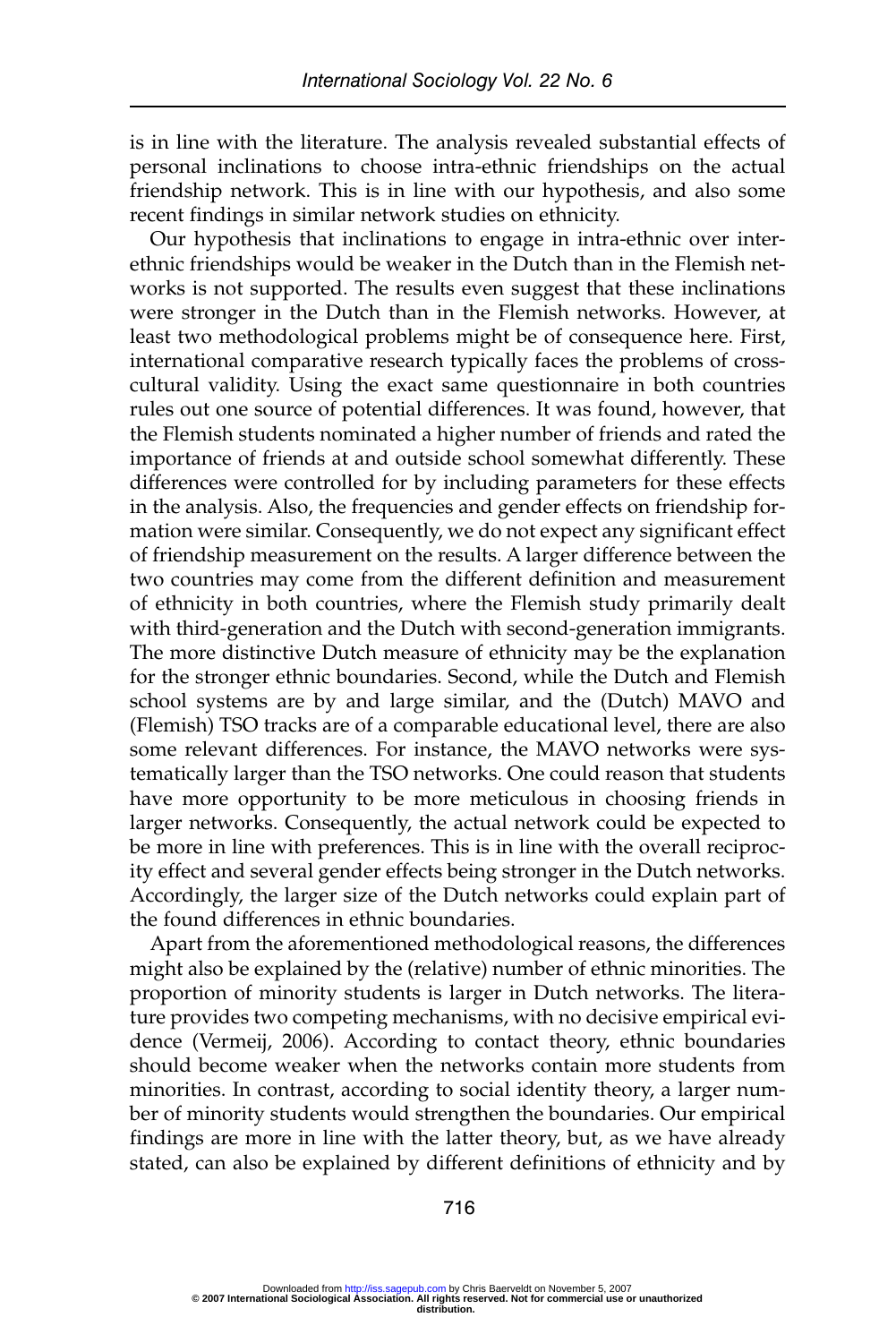is in line with the literature. The analysis revealed substantial effects of personal inclinations to choose intra-ethnic friendships on the actual friendship network. This is in line with our hypothesis, and also some recent findings in similar network studies on ethnicity.

Our hypothesis that inclinations to engage in intra-ethnic over inter-ethnic friendships would be weaker in the Dutch than in the Flemish networks is not supported. The results even suggest that these inclinations were stronger in the Dutch than in the Flemish networks. However, at least two methodological problems might be of consequence here. First, international comparative research typically faces the problems of cross-cultural validity. Using the exact same questionnaire in both countries rules out one source of potential differences. It was found, however, that the Flemish students nominated a higher number of friends and rated the importance of friends at and outside school somewhat differently. These differences were controlled for by including parameters for these effects in the analysis. Also, the frequencies and gender effects on friendship formation were similar. Consequently, we do not expect any significant effect of friendship measurement on the results. A larger difference between the two countries may come from the different definition and measurement of ethnicity in both countries, where the Flemish study primarily dealt with third-generation and the Dutch with second-generation immigrants. The more distinctive Dutch measure of ethnicity may be the explanation for the stronger ethnic boundaries. Second, while the Dutch and Flemish school systems are by and large similar, and the (Dutch) MAVO and (Flemish) TSO tracks are of a comparable educational level, there are also some relevant differences. For instance, the MAVO networks were systematically larger than the TSO networks. One could reason that students have more opportunity to be more meticulous in choosing friends in larger networks. Consequently, the actual network could be expected to be more in line with preferences. This is in line with the overall reciprocity effect and several gender effects being stronger in the Dutch networks. Accordingly, the larger size of the Dutch networks could explain part of the found differences in ethnic boundaries.

Apart from the aforementioned methodological reasons, the differences might also be explained by the (relative) number of ethnic minorities. The proportion of minority students is larger in Dutch networks. The literature provides two competing mechanisms, with no decisive empirical evidence (Vermeij, 2006). According to contact theory, ethnic boundaries should become weaker when the networks contain more students from minorities. In contrast, according to social identity theory, a larger number of minority students would strengthen the boundaries. Our empirical findings are more in line with the latter theory, but, as we have already stated, can also be explained by different definitions of ethnicity and by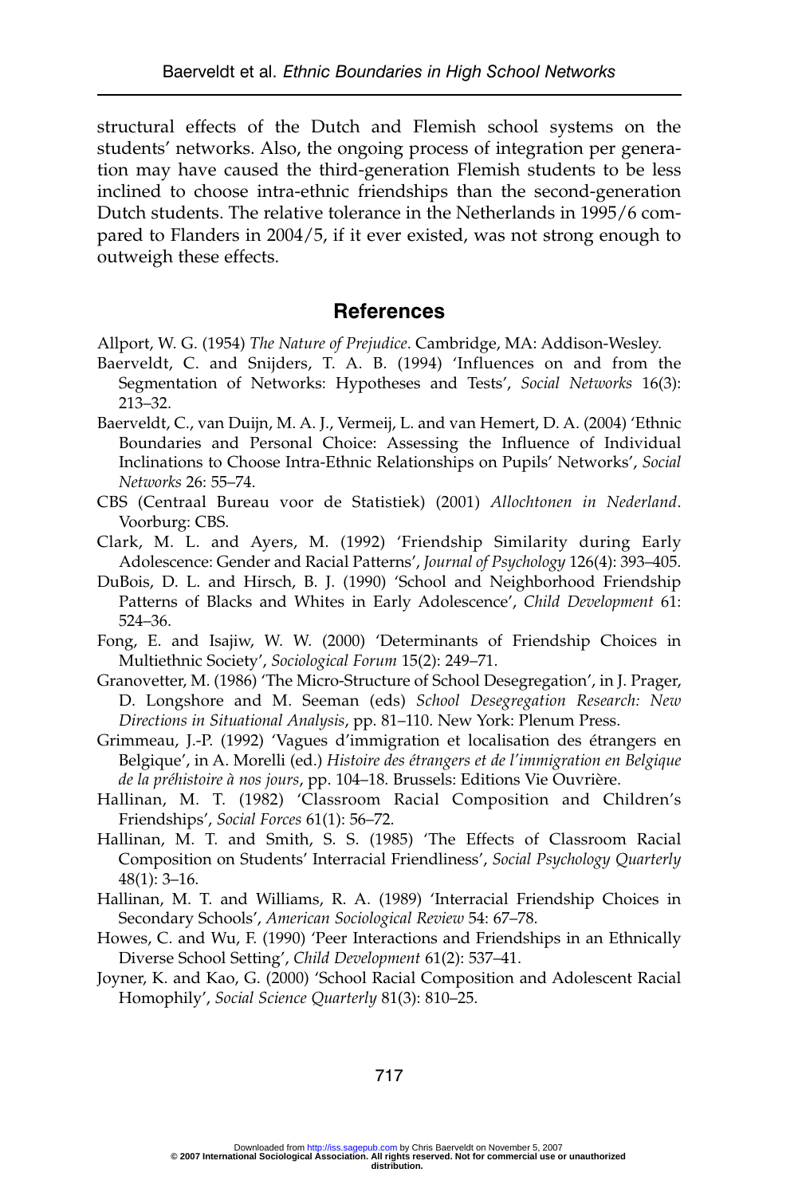structural effects of the Dutch and Flemish school systems on the students' networks. Also, the ongoing process of integration per generation may have caused the third-generation Flemish students to be less inclined to choose intra-ethnic friendships than the second-generation Dutch students. The relative tolerance in the Netherlands in 1995/6 compared to Flanders in 2004/5, if it ever existed, was not strong enough to outweigh these effects.

## References

Allport, W. G. (1954) *The Nature of Prejudice*. Cambridge, MA: Addison-Wesley.

Baerveldt, C. and Snijders, T. A. B. (1994) 'Influences on and from the Segmentation of Networks: Hypotheses and Tests', *Social Networks* 16(3): 213–32.

Baerveldt, C., van Duijn, M. A. J., Vermeij, L. and van Hemert, D. A. (2004) 'Ethnic Boundaries and Personal Choice: Assessing the Influence of Individual Inclinations to Choose Intra-Ethnic Relationships on Pupils' Networks', *Social Networks* 26: 55–74.

CBS (Centraal Bureau voor de Statistiek) (2001) *Allochtonen in Nederland*. Voorburg: CBS.

Clark, M. L. and Ayers, M. (1992) 'Friendship Similarity during Early Adolescence: Gender and Racial Patterns', *Journal of Psychology* 126(4): 393–405.

DuBois, D. L. and Hirsch, B. J. (1990) 'School and Neighborhood Friendship Patterns of Blacks and Whites in Early Adolescence', *Child Development* 61: 524–36.

Fong, E. and Isajiw, W. W. (2000) 'Determinants of Friendship Choices in Multiethnic Society', *Sociological Forum* 15(2): 249–71.

Granovetter, M. (1986) 'The Micro-Structure of School Desegregation', in J. Prager, D. Longshore and M. Seeman (eds) *School Desegregation Research: New Directions in Situational Analysis*, pp. 81–110. New York: Plenum Press.

Grimmeau, J.-P. (1992) 'Vagues d'immigration et localisation des étrangers en Belgique', in A. Morelli (ed.) *Histoire des étrangers et de l'immigration en Belgique de la préhistoire à nos jours*, pp. 104–18. Brussels: Editions Vie Ouvrière.

Hallinan, M. T. (1982) 'Classroom Racial Composition and Children's Friendships', *Social Forces* 61(1): 56–72.

Hallinan, M. T. and Smith, S. S. (1985) 'The Effects of Classroom Racial Composition on Students' Interracial Friendliness', *Social Psychology Quarterly* 48(1): 3–16.

Hallinan, M. T. and Williams, R. A. (1989) 'Interracial Friendship Choices in Secondary Schools', *American Sociological Review* 54: 67–78.

Howes, C. and Wu, F. (1990) 'Peer Interactions and Friendships in an Ethnically Diverse School Setting', *Child Development* 61(2): 537–41.

Joyner, K. and Kao, G. (2000) 'School Racial Composition and Adolescent Racial Homophily', *Social Science Quarterly* 81(3): 810–25.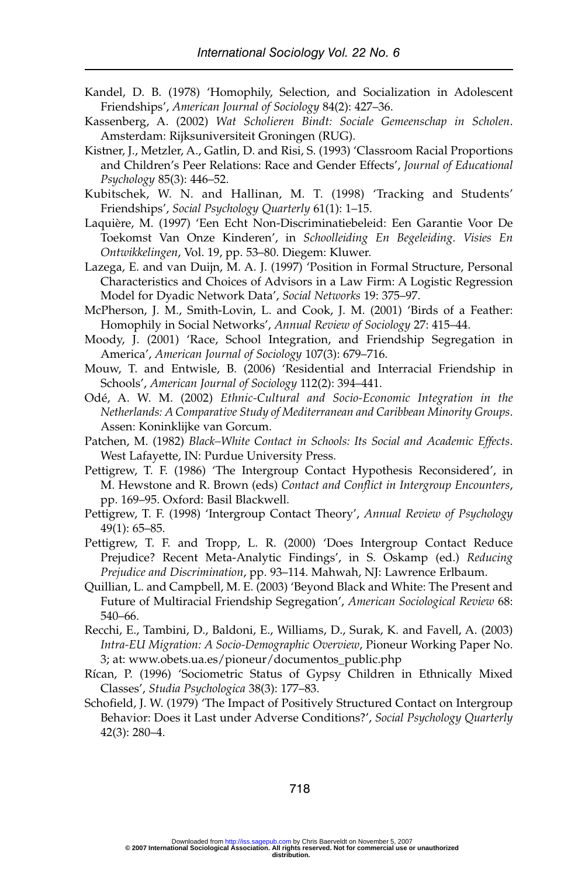Kandel, D. B. (1978) 'Homophily, Selection, and Socialization in Adolescent Friendships', *American Journal of Sociology* 84(2): 427–36.

Kassenberg, A. (2002) *Wat Scholieren Bindt: Sociale Gemeenschap in Scholen*. Amsterdam: Rijksuniversiteit Groningen (RUG).

Kistner, J., Metzler, A., Gatlin, D. and Risi, S. (1993) 'Classroom Racial Proportions and Children's Peer Relations: Race and Gender Effects', *Journal of Educational Psychology* 85(3): 446–52.

Kubitschek, W. N. and Hallinan, M. T. (1998) 'Tracking and Students' Friendships', *Social Psychology Quarterly* 61(1): 1–15.

Laquière, M. (1997) 'Een Echt Non-Discriminatiebeleid: Een Garantie Voor De Toekomst Van Onze Kinderen', in *Schoolleiding En Begeleiding. Visies En Ontwikkelingen*, Vol. 19, pp. 53–80. Diegem: Kluwer.

Lazega, E. and van Duijn, M. A. J. (1997) 'Position in Formal Structure, Personal Characteristics and Choices of Advisors in a Law Firm: A Logistic Regression Model for Dyadic Network Data', *Social Networks* 19: 375–97.

McPherson, J. M., Smith-Lovin, L. and Cook, J. M. (2001) 'Birds of a Feather: Homophily in Social Networks', *Annual Review of Sociology* 27: 415–44.

Moody, J. (2001) 'Race, School Integration, and Friendship Segregation in America', *American Journal of Sociology* 107(3): 679–716.

Mouw, T. and Entwisle, B. (2006) 'Residential and Interracial Friendship in Schools', *American Journal of Sociology* 112(2): 394–441.

Odé, A. W. M. (2002) *Ethnic-Cultural and Socio-Economic Integration in the Netherlands: A Comparative Study of Mediterranean and Caribbean Minority Groups*. Assen: Koninklijke van Gorcum.

Patchen, M. (1982) *Black–White Contact in Schools: Its Social and Academic Effects*. West Lafayette, IN: Purdue University Press.

Pettigrew, T. F. (1986) 'The Intergroup Contact Hypothesis Reconsidered', in M. Hewstone and R. Brown (eds) *Contact and Conflict in Intergroup Encounters*, pp. 169–95. Oxford: Basil Blackwell.

Pettigrew, T. F. (1998) 'Intergroup Contact Theory', *Annual Review of Psychology* 49(1): 65–85.

Pettigrew, T. F. and Tropp, L. R. (2000) 'Does Intergroup Contact Reduce Prejudice? Recent Meta-Analytic Findings', in S. Oskamp (ed.) *Reducing Prejudice and Discrimination*, pp. 93–114. Mahwah, NJ: Lawrence Erlbaum.

Quillian, L. and Campbell, M. E. (2003) 'Beyond Black and White: The Present and Future of Multiracial Friendship Segregation', *American Sociological Review* 68: 540–66.

Recchi, E., Tambini, D., Baldoni, E., Williams, D., Surak, K. and Favell, A. (2003) *Intra-EU Migration: A Socio-Demographic Overview*, Pioneur Working Paper No. 3; at: www.obets.ua.es/pioneur/documentos_public.php

Rícan, P. (1996) 'Sociometric Status of Gypsy Children in Ethnically Mixed Classes', *Studia Psychologica* 38(3): 177–83.

Schofield, J. W. (1979) 'The Impact of Positively Structured Contact on Intergroup Behavior: Does it Last under Adverse Conditions?', *Social Psychology Quarterly* 42(3): 280–4.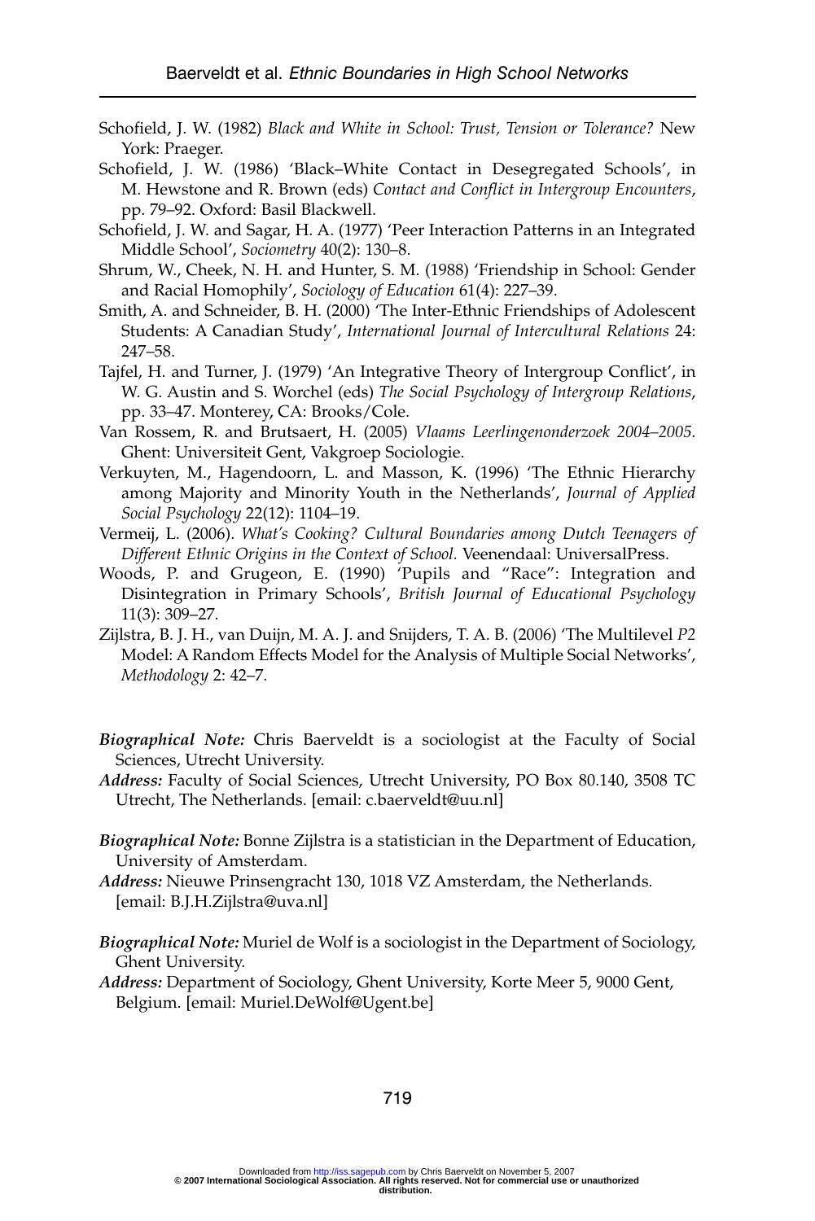Schofield, J. W. (1982) *Black and White in School: Trust, Tension or Tolerance?* New York: Praeger.

Schofield, J. W. (1986) 'Black–White Contact in Desegregated Schools', in M. Hewstone and R. Brown (eds) *Contact and Conflict in Intergroup Encounters*, pp. 79–92. Oxford: Basil Blackwell.

Schofield, J. W. and Sagar, H. A. (1977) 'Peer Interaction Patterns in an Integrated Middle School', *Sociometry* 40(2): 130–8.

Shrum, W., Cheek, N. H. and Hunter, S. M. (1988) 'Friendship in School: Gender and Racial Homophily', *Sociology of Education* 61(4): 227–39.

Smith, A. and Schneider, B. H. (2000) 'The Inter-Ethnic Friendships of Adolescent Students: A Canadian Study', *International Journal of Intercultural Relations* 24: 247–58.

Tajfel, H. and Turner, J. (1979) 'An Integrative Theory of Intergroup Conflict', in W. G. Austin and S. Worchel (eds) *The Social Psychology of Intergroup Relations*, pp. 33–47. Monterey, CA: Brooks/Cole.

Van Rossem, R. and Brutsaert, H. (2005) *Vlaams Leerlingenonderzoek 2004–2005*. Ghent: Universiteit Gent, Vakgroep Sociologie.

Verkuyten, M., Hagendoorn, L. and Masson, K. (1996) 'The Ethnic Hierarchy among Majority and Minority Youth in the Netherlands', *Journal of Applied Social Psychology* 22(12): 1104–19.

Vermeij, L. (2006). *What's Cooking? Cultural Boundaries among Dutch Teenagers of Different Ethnic Origins in the Context of School.* Veenendaal: UniversalPress.

Woods, P. and Grugeon, E. (1990) 'Pupils and "Race": Integration and Disintegration in Primary Schools', *British Journal of Educational Psychology* 11(3): 309–27.

Zijlstra, B. J. H., van Duijn, M. A. J. and Snijders, T. A. B. (2006) 'The Multilevel *P2* Model: A Random Effects Model for the Analysis of Multiple Social Networks', *Methodology* 2: 42–7.

***Biographical Note:*** Chris Baerveldt is a sociologist at the Faculty of Social Sciences, Utrecht University.

***Address:*** Faculty of Social Sciences, Utrecht University, PO Box 80.140, 3508 TC Utrecht, The Netherlands. [email: c.baerveldt@uu.nl]

***Biographical Note:*** Bonne Zijlstra is a statistician in the Department of Education, University of Amsterdam.

***Address:*** Nieuwe Prinsengracht 130, 1018 VZ Amsterdam, the Netherlands. [email: B.J.H.Zijlstra@uva.nl]

***Biographical Note:*** Muriel de Wolf is a sociologist in the Department of Sociology, Ghent University.

***Address:*** Department of Sociology, Ghent University, Korte Meer 5, 9000 Gent, Belgium. [email: Muriel.DeWolf@Ugent.be]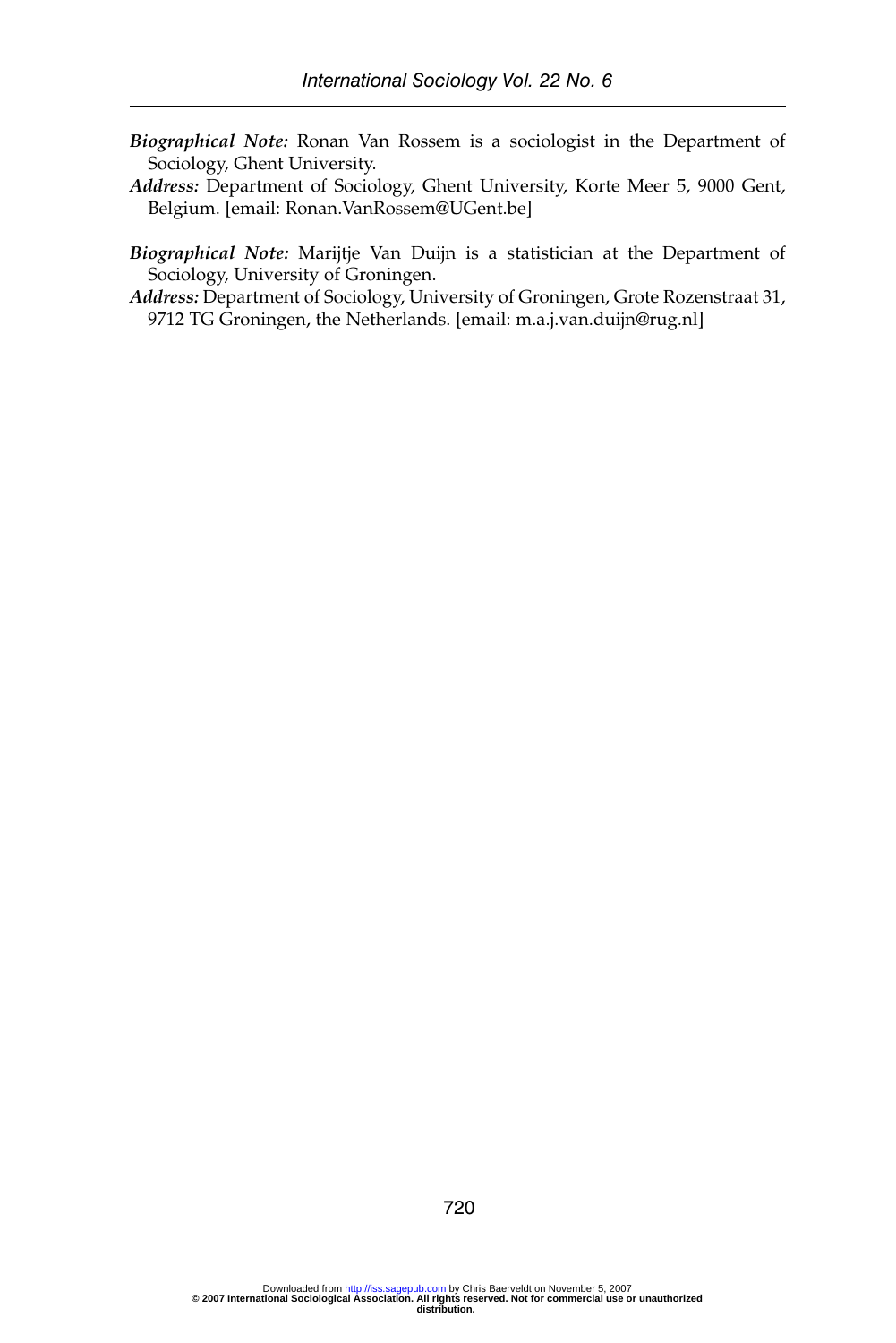*Biographical Note:* Ronan Van Rossem is a sociologist in the Department of Sociology, Ghent University.

*Address:* Department of Sociology, Ghent University, Korte Meer 5, 9000 Gent, Belgium. [email: Ronan.VanRossem@UGent.be]

*Biographical Note:* Marijtje Van Duijn is a statistician at the Department of Sociology, University of Groningen.

*Address:* Department of Sociology, University of Groningen, Grote Rozenstraat 31, 9712 TG Groningen, the Netherlands. [email: m.a.j.van.duijn@rug.nl]